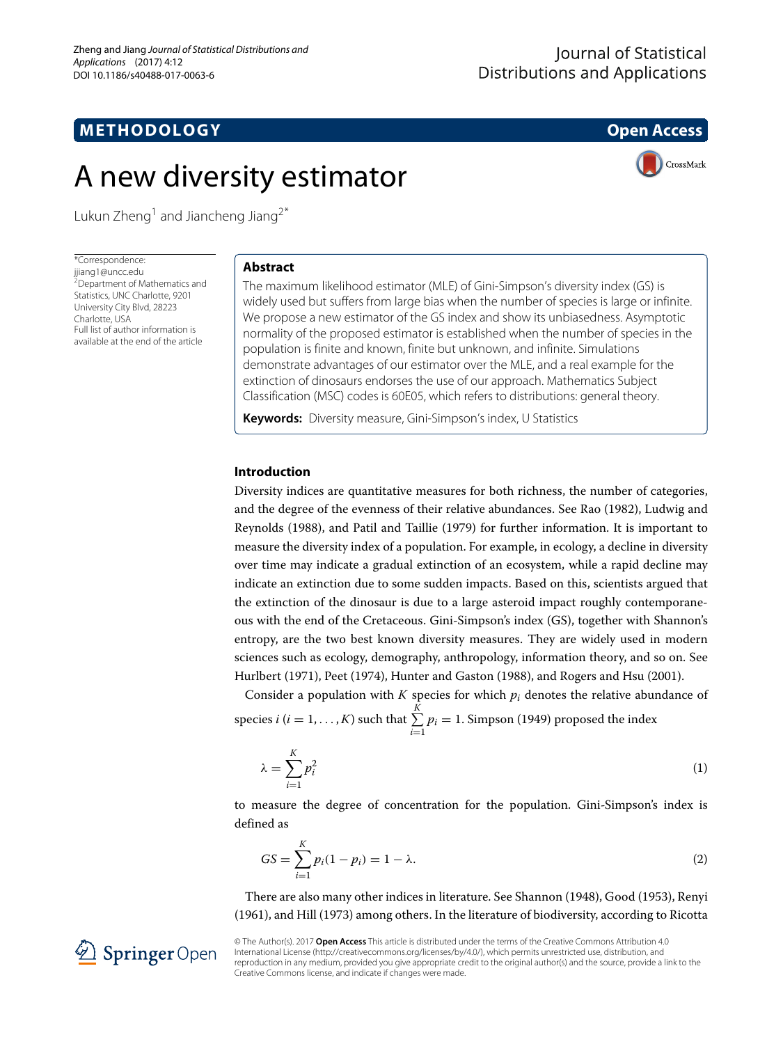METHODOLOGY

Open Access

# A new diversity estimator

Lukun Zheng[1] and Jiancheng Jiang[2*]

*Correspondence: jjiang1@uncc.edu
[2]Department of Mathematics and Statistics, UNC Charlotte, 9201 University City Blvd, 28223 Charlotte, USA
Full list of author information is available at the end of the article

## Abstract

The maximum likelihood estimator (MLE) of Gini-Simpson's diversity index (GS) is widely used but suffers from large bias when the number of species is large or infinite. We propose a new estimator of the GS index and show its unbiasedness. Asymptotic normality of the proposed estimator is established when the number of species in the population is finite and known, finite but unknown, and infinite. Simulations demonstrate advantages of our estimator over the MLE, and a real example for the extinction of dinosaurs endorses the use of our approach. Mathematics Subject Classification (MSC) codes is 60E05, which refers to distributions: general theory.

**Keywords:** Diversity measure, Gini-Simpson's index, U Statistics

## Introduction

Diversity indices are quantitative measures for both richness, the number of categories, and the degree of the evenness of their relative abundances. See Rao (1982), Ludwig and Reynolds (1988), and Patil and Taillie (1979) for further information. It is important to measure the diversity index of a population. For example, in ecology, a decline in diversity over time may indicate a gradual extinction of an ecosystem, while a rapid decline may indicate an extinction due to some sudden impacts. Based on this, scientists argued that the extinction of the dinosaur is due to a large asteroid impact roughly contemporaneous with the end of the Cretaceous. Gini-Simpson's index (GS), together with Shannon's entropy, are the two best known diversity measures. They are widely used in modern sciences such as ecology, demography, anthropology, information theory, and so on. See Hurlbert (1971), Peet (1974), Hunter and Gaston (1988), and Rogers and Hsu (2001).

Consider a population with $K$ species for which $p_i$ denotes the relative abundance of species $i$ ($i = 1, \ldots, K$) such that $\sum_{i=1}^{K} p_i = 1$. Simpson (1949) proposed the index

$$\lambda = \sum_{i=1}^{K} p_i^2 \tag{1}$$

to measure the degree of concentration for the population. Gini-Simpson's index is defined as

$$GS = \sum_{i=1}^{K} p_i(1 - p_i) = 1 - \lambda. \tag{2}$$

There are also many other indices in literature. See Shannon (1948), Good (1953), Renyi (1961), and Hill (1973) among others. In the literature of biodiversity, according to Ricotta

© The Author(s). 2017 **Open Access** This article is distributed under the terms of the Creative Commons Attribution 4.0 International License (http://creativecommons.org/licenses/by/4.0/), which permits unrestricted use, distribution, and reproduction in any medium, provided you give appropriate credit to the original author(s) and the source, provide a link to the Creative Commons license, and indicate if changes were made.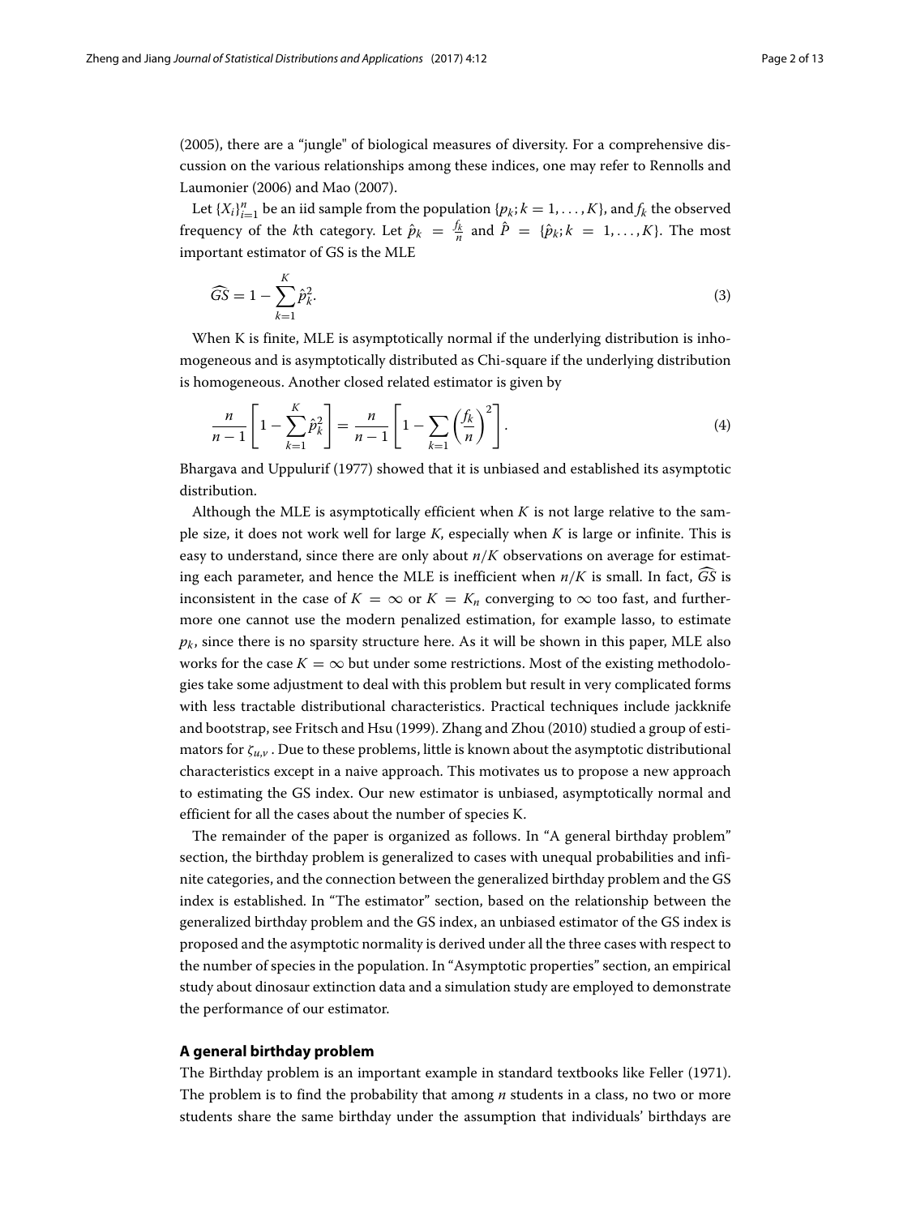(2005), there are a "jungle" of biological measures of diversity. For a comprehensive discussion on the various relationships among these indices, one may refer to Rennolls and Laumonier (2006) and Mao (2007).

Let $\{X_i\}_{i=1}^n$ be an iid sample from the population $\{p_k; k = 1, \ldots, K\}$, and $f_k$ the observed frequency of the $k$th category. Let $\hat{p}_k = \frac{f_k}{n}$ and $\hat{P} = \{\hat{p}_k; k = 1, \ldots, K\}$. The most important estimator of GS is the MLE

$$\widehat{GS} = 1 - \sum_{k=1}^{K} \hat{p}_k^2. \tag{3}$$

When K is finite, MLE is asymptotically normal if the underlying distribution is inhomogeneous and is asymptotically distributed as Chi-square if the underlying distribution is homogeneous. Another closed related estimator is given by

$$\frac{n}{n-1}\left[1 - \sum_{k=1}^{K} \hat{p}_k^2\right] = \frac{n}{n-1}\left[1 - \sum_{k=1} \left(\frac{f_k}{n}\right)^2\right]. \tag{4}$$

Bhargava and Uppulurif (1977) showed that it is unbiased and established its asymptotic distribution.

Although the MLE is asymptotically efficient when $K$ is not large relative to the sample size, it does not work well for large $K$, especially when $K$ is large or infinite. This is easy to understand, since there are only about $n/K$ observations on average for estimating each parameter, and hence the MLE is inefficient when $n/K$ is small. In fact, $\widehat{GS}$ is inconsistent in the case of $K = \infty$ or $K = K_n$ converging to $\infty$ too fast, and furthermore one cannot use the modern penalized estimation, for example lasso, to estimate $p_k$, since there is no sparsity structure here. As it will be shown in this paper, MLE also works for the case $K = \infty$ but under some restrictions. Most of the existing methodologies take some adjustment to deal with this problem but result in very complicated forms with less tractable distributional characteristics. Practical techniques include jackknife and bootstrap, see Fritsch and Hsu (1999). Zhang and Zhou (2010) studied a group of estimators for $\zeta_{u,v}$ . Due to these problems, little is known about the asymptotic distributional characteristics except in a naive approach. This motivates us to propose a new approach to estimating the GS index. Our new estimator is unbiased, asymptotically normal and efficient for all the cases about the number of species K.

The remainder of the paper is organized as follows. In "A general birthday problem" section, the birthday problem is generalized to cases with unequal probabilities and infinite categories, and the connection between the generalized birthday problem and the GS index is established. In "The estimator" section, based on the relationship between the generalized birthday problem and the GS index, an unbiased estimator of the GS index is proposed and the asymptotic normality is derived under all the three cases with respect to the number of species in the population. In "Asymptotic properties" section, an empirical study about dinosaur extinction data and a simulation study are employed to demonstrate the performance of our estimator.

## A general birthday problem

The Birthday problem is an important example in standard textbooks like Feller (1971). The problem is to find the probability that among $n$ students in a class, no two or more students share the same birthday under the assumption that individuals' birthdays are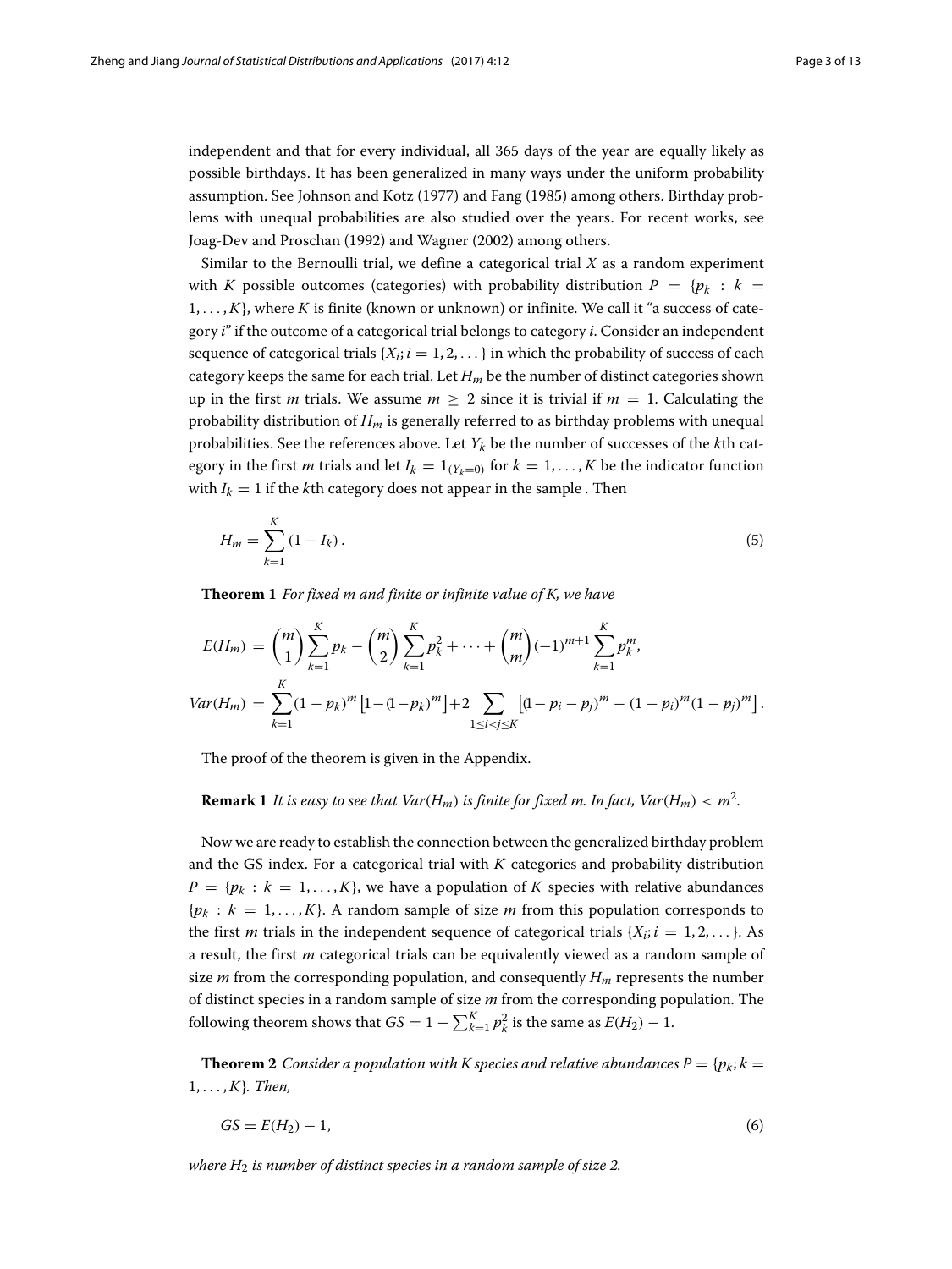independent and that for every individual, all 365 days of the year are equally likely as possible birthdays. It has been generalized in many ways under the uniform probability assumption. See Johnson and Kotz (1977) and Fang (1985) among others. Birthday problems with unequal probabilities are also studied over the years. For recent works, see Joag-Dev and Proschan (1992) and Wagner (2002) among others.

Similar to the Bernoulli trial, we define a categorical trial $X$ as a random experiment with $K$ possible outcomes (categories) with probability distribution $P = \{p_k : k = 1, \ldots, K\}$, where $K$ is finite (known or unknown) or infinite. We call it "a success of category $i$" if the outcome of a categorical trial belongs to category $i$. Consider an independent sequence of categorical trials $\{X_i; i = 1, 2, \ldots\}$ in which the probability of success of each category keeps the same for each trial. Let $H_m$ be the number of distinct categories shown up in the first $m$ trials. We assume $m \geq 2$ since it is trivial if $m = 1$. Calculating the probability distribution of $H_m$ is generally referred to as birthday problems with unequal probabilities. See the references above. Let $Y_k$ be the number of successes of the $k$th category in the first $m$ trials and let $I_k = 1_{(Y_k=0)}$ for $k = 1, \ldots, K$ be the indicator function with $I_k = 1$ if the $k$th category does not appear in the sample . Then

$$H_m = \sum_{k=1}^{K} (1 - I_k). \tag{5}$$

**Theorem 1** *For fixed m and finite or infinite value of K, we have*

$$E(H_m) = \binom{m}{1}\sum_{k=1}^{K} p_k - \binom{m}{2}\sum_{k=1}^{K} p_k^2 + \cdots + \binom{m}{m}(-1)^{m+1}\sum_{k=1}^{K} p_k^m,$$

$$Var(H_m) = \sum_{k=1}^{K}(1-p_k)^m\left[1-(1-p_k)^m\right] + 2\sum_{1\leq i<j\leq K}\left[(1-p_i-p_j)^m - (1-p_i)^m(1-p_j)^m\right].$$

The proof of the theorem is given in the Appendix.

**Remark 1** *It is easy to see that $Var(H_m)$ is finite for fixed m. In fact, $Var(H_m) < m^2$.*

Now we are ready to establish the connection between the generalized birthday problem and the GS index. For a categorical trial with $K$ categories and probability distribution $P = \{p_k : k = 1, \ldots, K\}$, we have a population of $K$ species with relative abundances $\{p_k : k = 1, \ldots, K\}$. A random sample of size $m$ from this population corresponds to the first $m$ trials in the independent sequence of categorical trials $\{X_i; i = 1, 2, \ldots\}$. As a result, the first $m$ categorical trials can be equivalently viewed as a random sample of size $m$ from the corresponding population, and consequently $H_m$ represents the number of distinct species in a random sample of size $m$ from the corresponding population. The following theorem shows that $GS = 1 - \sum_{k=1}^{K} p_k^2$ is the same as $E(H_2) - 1$.

**Theorem 2** *Consider a population with K species and relative abundances $P = \{p_k; k = 1, \ldots, K\}$. Then,*

$$GS = E(H_2) - 1, \tag{6}$$

*where $H_2$ is number of distinct species in a random sample of size 2.*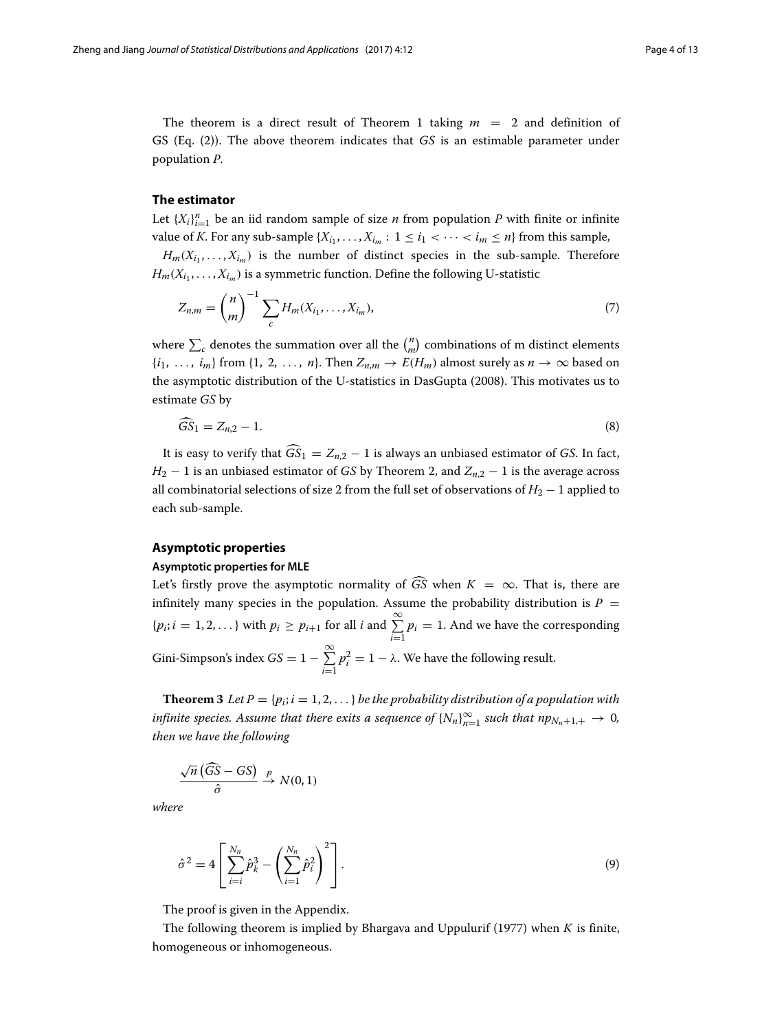The theorem is a direct result of Theorem 1 taking $m = 2$ and definition of GS (Eq. (2)). The above theorem indicates that *GS* is an estimable parameter under population *P*.

## The estimator

Let $\{X_i\}_{i=1}^{n}$ be an iid random sample of size *n* from population *P* with finite or infinite value of *K*. For any sub-sample $\{X_{i_1}, \ldots, X_{i_m} : 1 \leq i_1 < \cdots < i_m \leq n\}$ from this sample,

$H_m(X_{i_1}, \ldots, X_{i_m})$ is the number of distinct species in the sub-sample. Therefore $H_m(X_{i_1}, \ldots, X_{i_m})$ is a symmetric function. Define the following U-statistic

$$Z_{n,m} = \binom{n}{m}^{-1} \sum_c H_m(X_{i_1}, \ldots, X_{i_m}), \tag{7}$$

where $\sum_c$ denotes the summation over all the $\binom{n}{m}$ combinations of m distinct elements $\{i_1, \ldots, i_m\}$ from $\{1, 2, \ldots, n\}$. Then $Z_{n,m} \to E(H_m)$ almost surely as $n \to \infty$ based on the asymptotic distribution of the U-statistics in DasGupta (2008). This motivates us to estimate *GS* by

$$\widehat{GS}_1 = Z_{n,2} - 1. \tag{8}$$

It is easy to verify that $\widehat{GS}_1 = Z_{n,2} - 1$ is always an unbiased estimator of *GS*. In fact, $H_2 - 1$ is an unbiased estimator of *GS* by Theorem 2, and $Z_{n,2} - 1$ is the average across all combinatorial selections of size 2 from the full set of observations of $H_2 - 1$ applied to each sub-sample.

## Asymptotic properties

### Asymptotic properties for MLE

Let's firstly prove the asymptotic normality of $\widehat{GS}$ when $K = \infty$. That is, there are infinitely many species in the population. Assume the probability distribution is $P = \{p_i; i = 1, 2, \ldots\}$ with $p_i \geq p_{i+1}$ for all $i$ and $\sum_{i=1}^{\infty} p_i = 1$. And we have the corresponding Gini-Simpson's index $GS = 1 - \sum_{i=1}^{\infty} p_i^2 = 1 - \lambda$. We have the following result.

**Theorem 3** *Let $P = \{p_i; i = 1, 2, \ldots\}$ be the probability distribution of a population with infinite species. Assume that there exits a sequence of $\{N_n\}_{n=1}^{\infty}$ such that $np_{N_n+1,+} \to 0$, then we have the following*

$$\frac{\sqrt{n}\left(\widehat{GS} - GS\right)}{\hat{\sigma}} \xrightarrow{p} N(0, 1)$$

*where*

$$\hat{\sigma}^2 = 4\left[\sum_{i=i}^{N_n} \hat{p}_k^3 - \left(\sum_{i=1}^{N_n} \hat{p}_i^2\right)^2\right]. \tag{9}$$

The proof is given in the Appendix.

The following theorem is implied by Bhargava and Uppulurif (1977) when *K* is finite, homogeneous or inhomogeneous.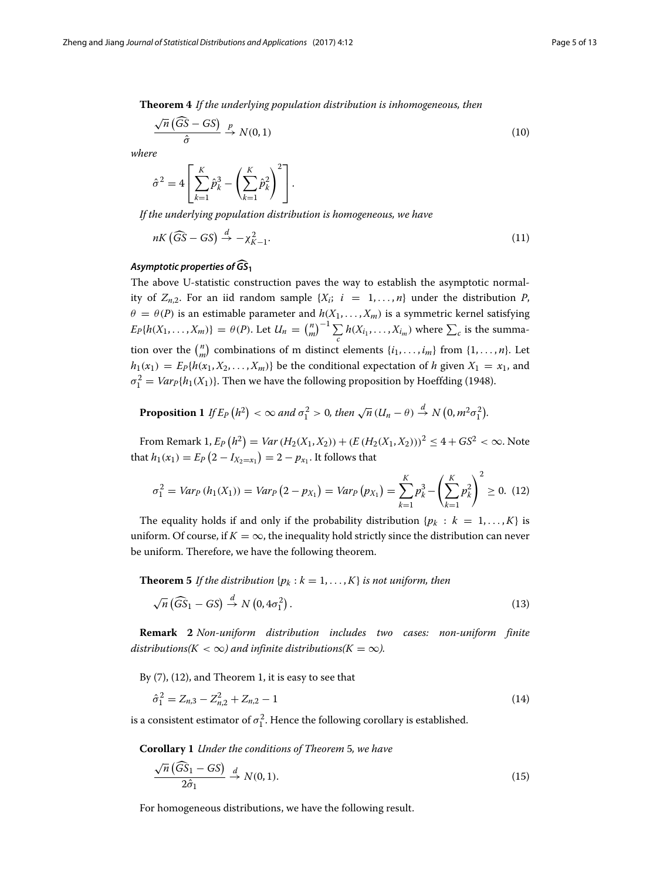**Theorem 4** *If the underlying population distribution is inhomogeneous, then*

$$\frac{\sqrt{n}\left(\widehat{GS}-GS\right)}{\hat{\sigma}} \xrightarrow{p} N(0,1) \tag{10}$$

*where*

$$\hat{\sigma}^2 = 4\left[\sum_{k=1}^{K}\hat{p}_k^3 - \left(\sum_{k=1}^{K}\hat{p}_k^2\right)^2\right].$$

*If the underlying population distribution is homogeneous, we have*

$$nK\left(\widehat{GS}-GS\right) \xrightarrow{d} -\chi^2_{K-1}. \tag{11}$$

### *Asymptotic properties of $\widehat{GS}_1$*

The above U-statistic construction paves the way to establish the asymptotic normality of $Z_{n,2}$. For an iid random sample $\{X_i;\ i = 1,\ldots,n\}$ under the distribution $P$, $\theta = \theta(P)$ is an estimable parameter and $h(X_1,\ldots,X_m)$ is a symmetric kernel satisfying $E_P\{h(X_1,\ldots,X_m)\} = \theta(P)$. Let $U_n = \binom{n}{m}^{-1}\sum_c h(X_{i_1},\ldots,X_{i_m})$ where $\sum_c$ is the summation over the $\binom{n}{m}$ combinations of m distinct elements $\{i_1,\ldots,i_m\}$ from $\{1,\ldots,n\}$. Let $h_1(x_1) = E_P\{h(x_1,X_2,\ldots,X_m)\}$ be the conditional expectation of $h$ given $X_1 = x_1$, and $\sigma_1^2 = Var_P\{h_1(X_1)\}$. Then we have the following proposition by Hoeffding (1948).

**Proposition 1** *If $E_P\left(h^2\right) < \infty$ and $\sigma_1^2 > 0$, then $\sqrt{n}\left(U_n - \theta\right) \xrightarrow{d} N\left(0, m^2\sigma_1^2\right)$.*

From Remark 1, $E_P\left(h^2\right) = Var\left(H_2(X_1,X_2)\right) + \left(E\left(H_2(X_1,X_2)\right)\right)^2 \le 4 + GS^2 < \infty$. Note that $h_1(x_1) = E_P\left(2 - I_{X_2=x_1}\right) = 2 - p_{x_1}$. It follows that

$$\sigma_1^2 = Var_P\left(h_1(X_1)\right) = Var_P\left(2 - p_{X_1}\right) = Var_P\left(p_{X_1}\right) = \sum_{k=1}^{K}p_k^3 - \left(\sum_{k=1}^{K}p_k^2\right)^2 \ge 0. \tag{12}$$

The equality holds if and only if the probability distribution $\{p_k : k = 1,\ldots,K\}$ is uniform. Of course, if $K = \infty$, the inequality hold strictly since the distribution can never be uniform. Therefore, we have the following theorem.

**Theorem 5** *If the distribution $\{p_k : k = 1,\ldots,K\}$ is not uniform, then*

$$\sqrt{n}\left(\widehat{GS}_1 - GS\right) \xrightarrow{d} N\left(0, 4\sigma_1^2\right). \tag{13}$$

**Remark 2** *Non-uniform distribution includes two cases: non-uniform finite distributions($K < \infty$) and infinite distributions($K = \infty$).*

By (7), (12), and Theorem 1, it is easy to see that

$$\hat{\sigma}_1^2 = Z_{n,3} - Z_{n,2}^2 + Z_{n,2} - 1 \tag{14}$$

is a consistent estimator of $\sigma_1^2$. Hence the following corollary is established.

**Corollary 1** *Under the conditions of Theorem 5, we have*

$$\frac{\sqrt{n}\left(\widehat{GS}_1 - GS\right)}{2\hat{\sigma}_1} \xrightarrow{d} N(0,1). \tag{15}$$

For homogeneous distributions, we have the following result.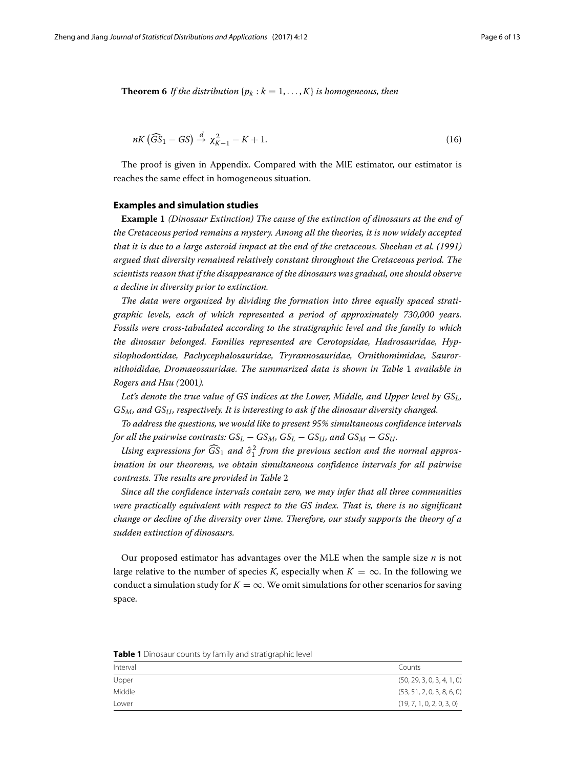**Theorem 6** *If the distribution* $\{p_k : k = 1, \ldots, K\}$ *is homogeneous, then*

$$nK\left(\widehat{GS}_1 - GS\right) \xrightarrow{d} \chi^2_{K-1} - K + 1. \tag{16}$$

The proof is given in Appendix. Compared with the MlE estimator, our estimator is reaches the same effect in homogeneous situation.

### Examples and simulation studies

**Example 1** *(Dinosaur Extinction) The cause of the extinction of dinosaurs at the end of the Cretaceous period remains a mystery. Among all the theories, it is now widely accepted that it is due to a large asteroid impact at the end of the cretaceous. Sheehan et al. (1991) argued that diversity remained relatively constant throughout the Cretaceous period. The scientists reason that if the disappearance of the dinosaurs was gradual, one should observe a decline in diversity prior to extinction.*

*The data were organized by dividing the formation into three equally spaced stratigraphic levels, each of which represented a period of approximately 730,000 years. Fossils were cross-tabulated according to the stratigraphic level and the family to which the dinosaur belonged. Families represented are Cerotopsidae, Hadrosauridae, Hypsilophodontidae, Pachycephalosauridae, Tryrannosauridae, Ornithomimidae, Saurornithoididae, Dromaeosauridae. The summarized data is shown in Table* 1 *available in Rogers and Hsu (*2001*).*

*Let's denote the true value of GS indices at the Lower, Middle, and Upper level by* $GS_L$*,* $GS_M$*, and* $GS_U$*, respectively. It is interesting to ask if the dinosaur diversity changed.*

*To address the questions, we would like to present 95% simultaneous confidence intervals for all the pairwise contrasts:* $GS_L - GS_M$*,* $GS_L - GS_U$*, and* $GS_M - GS_U$*.*

*Using expressions for* $\widehat{GS}_1$ *and* $\hat{\sigma}_1^2$ *from the previous section and the normal approximation in our theorems, we obtain simultaneous confidence intervals for all pairwise contrasts. The results are provided in Table* 2

*Since all the confidence intervals contain zero, we may infer that all three communities were practically equivalent with respect to the GS index. That is, there is no significant change or decline of the diversity over time. Therefore, our study supports the theory of a sudden extinction of dinosaurs.*

Our proposed estimator has advantages over the MLE when the sample size $n$ is not large relative to the number of species $K$, especially when $K = \infty$. In the following we conduct a simulation study for $K = \infty$. We omit simulations for other scenarios for saving space.

**Table 1** Dinosaur counts by family and stratigraphic level

| Interval | Counts |
| --- | --- |
| Upper | (50, 29, 3, 0, 3, 4, 1, 0) |
| Middle | (53, 51, 2, 0, 3, 8, 6, 0) |
| Lower | (19, 7, 1, 0, 2, 0, 3, 0) |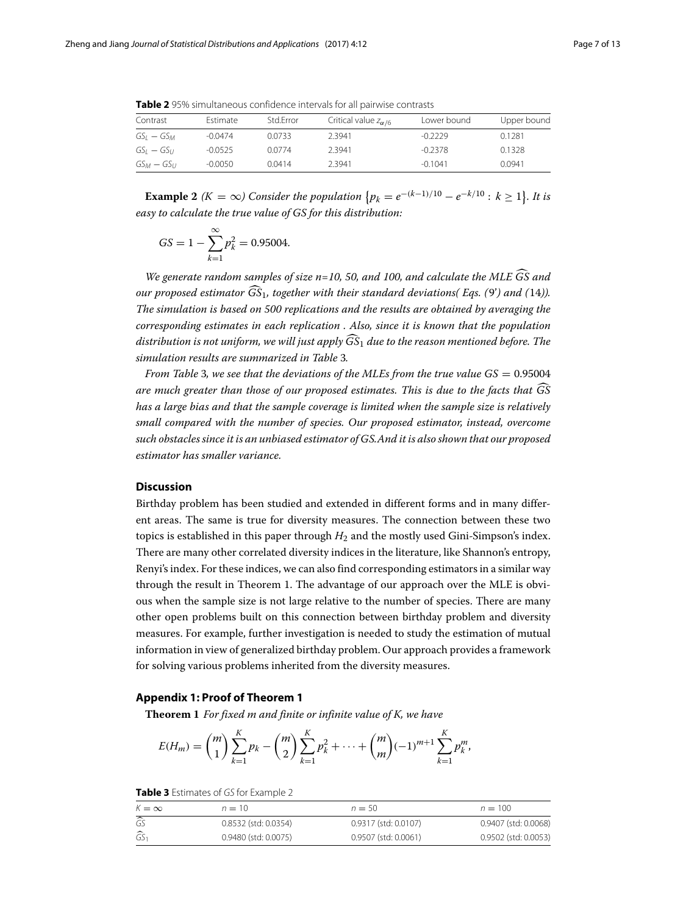**Table 2** 95% simultaneous confidence intervals for all pairwise contrasts

| Contrast | Estimate | Std.Error | Critical value $z_{\alpha/6}$ | Lower bound | Upper bound |
|---|---|---|---|---|---|
| $GS_L - GS_M$ | -0.0474 | 0.0733 | 2.3941 | -0.2229 | 0.1281 |
| $GS_L - GS_U$ | -0.0525 | 0.0774 | 2.3941 | -0.2378 | 0.1328 |
| $GS_M - GS_U$ | -0.0050 | 0.0414 | 2.3941 | -0.1041 | 0.0941 |

**Example 2** *($K = \infty$) Consider the population $\left\{p_k = e^{-(k-1)/10} - e^{-k/10} : k \geq 1\right\}$. It is easy to calculate the true value of GS for this distribution:*

$$GS = 1 - \sum_{k=1}^{\infty} p_k^2 = 0.95004.$$

*We generate random samples of size n=10, 50, and 100, and calculate the MLE $\widehat{GS}$ and our proposed estimator $\widehat{GS}_1$, together with their standard deviations( Eqs. (9') and (14)). The simulation is based on 500 replications and the results are obtained by averaging the corresponding estimates in each replication . Also, since it is known that the population distribution is not uniform, we will just apply $\widehat{GS}_1$ due to the reason mentioned before. The simulation results are summarized in Table 3.*

*From Table 3, we see that the deviations of the MLEs from the true value $GS = 0.95004$ are much greater than those of our proposed estimates. This is due to the facts that $\widehat{GS}$ has a large bias and that the sample coverage is limited when the sample size is relatively small compared with the number of species. Our proposed estimator, instead, overcome such obstacles since it is an unbiased estimator of GS.And it is also shown that our proposed estimator has smaller variance.*

## Discussion

Birthday problem has been studied and extended in different forms and in many different areas. The same is true for diversity measures. The connection between these two topics is established in this paper through $H_2$ and the mostly used Gini-Simpson's index. There are many other correlated diversity indices in the literature, like Shannon's entropy, Renyi's index. For these indices, we can also find corresponding estimators in a similar way through the result in Theorem 1. The advantage of our approach over the MLE is obvious when the sample size is not large relative to the number of species. There are many other open problems built on this connection between birthday problem and diversity measures. For example, further investigation is needed to study the estimation of mutual information in view of generalized birthday problem. Our approach provides a framework for solving various problems inherited from the diversity measures.

## Appendix 1: Proof of Theorem 1

**Theorem 1** *For fixed m and finite or infinite value of K, we have*

$$E(H_m) = \binom{m}{1}\sum_{k=1}^{K} p_k - \binom{m}{2}\sum_{k=1}^{K} p_k^2 + \cdots + \binom{m}{m}(-1)^{m+1}\sum_{k=1}^{K} p_k^m,$$

**Table 3** Estimates of *GS* for Example 2

| $K = \infty$ | $n = 10$ | $n = 50$ | $n = 100$ |
|---|---|---|---|
| $\widehat{GS}$ | 0.8532 (std: 0.0354) | 0.9317 (std: 0.0107) | 0.9407 (std: 0.0068) |
| $\widehat{GS}_1$ | 0.9480 (std: 0.0075) | 0.9507 (std: 0.0061) | 0.9502 (std: 0.0053) |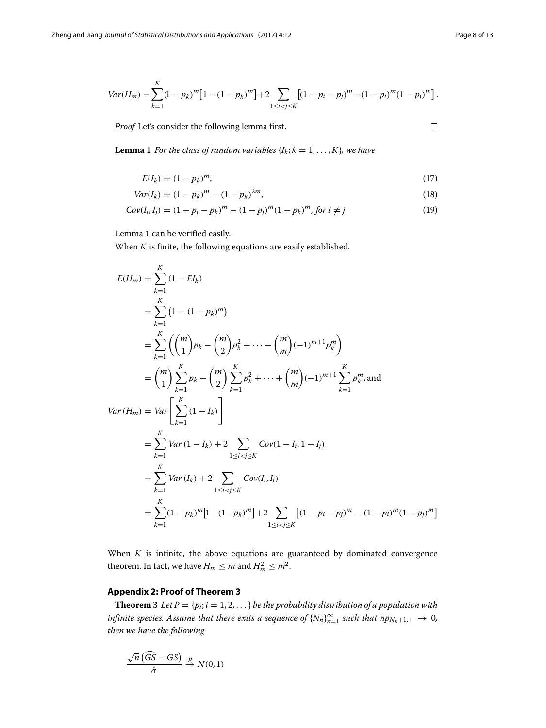$$Var(H_m) = \sum_{k=1}^{K} (1-p_k)^m \left[1-(1-p_k)^m\right] + 2 \sum_{1 \le i < j \le K} \left[(1-p_i-p_j)^m - (1-p_i)^m (1-p_j)^m\right].$$

*Proof* Let's consider the following lemma first. □

**Lemma 1** *For the class of random variables* $\{I_k; k = 1, \ldots, K\}$*, we have*

$$E(I_k) = (1-p_k)^m; \tag{17}$$

$$Var(I_k) = (1-p_k)^m - (1-p_k)^{2m}, \tag{18}$$

$$Cov(I_i, I_j) = (1-p_j-p_k)^m - (1-p_j)^m (1-p_k)^m, \text{ for } i \ne j \tag{19}$$

Lemma 1 can be verified easily.

When $K$ is finite, the following equations are easily established.

$$\begin{aligned}
E(H_m) &= \sum_{k=1}^{K} (1 - EI_k) \\
&= \sum_{k=1}^{K} \left(1-(1-p_k)^m\right) \\
&= \sum_{k=1}^{K} \left( \binom{m}{1} p_k - \binom{m}{2} p_k^2 + \cdots + \binom{m}{m} (-1)^{m+1} p_k^m \right) \\
&= \binom{m}{1} \sum_{k=1}^{K} p_k - \binom{m}{2} \sum_{k=1}^{K} p_k^2 + \cdots + \binom{m}{m} (-1)^{m+1} \sum_{k=1}^{K} p_k^m, \text{ and} \\
Var\left(H_m\right) &= Var\left[\sum_{k=1}^{K} (1-I_k)\right] \\
&= \sum_{k=1}^{K} Var\left(1-I_k\right) + 2 \sum_{1 \le i < j \le K} Cov(1-I_i, 1-I_j) \\
&= \sum_{k=1}^{K} Var\left(I_k\right) + 2 \sum_{1 \le i < j \le K} Cov(I_i, I_j) \\
&= \sum_{k=1}^{K} (1-p_k)^m \left[1-(1-p_k)^m\right] + 2 \sum_{1 \le i < j \le K} \left[(1-p_i-p_j)^m - (1-p_i)^m (1-p_j)^m\right]
\end{aligned}$$

When $K$ is infinite, the above equations are guaranteed by dominated convergence theorem. In fact, we have $H_m \le m$ and $H_m^2 \le m^2$.

## Appendix 2: Proof of Theorem 3

**Theorem 3** *Let* $P = \{p_i; i = 1, 2, \ldots\}$ *be the probability distribution of a population with infinite species. Assume that there exits a sequence of* $\{N_n\}_{n=1}^{\infty}$ *such that* $np_{N_n+1,+} \to 0$*, then we have the following*

$$\frac{\sqrt{n}\left(\widehat{GS} - GS\right)}{\hat{\sigma}} \xrightarrow{p} N(0, 1)$$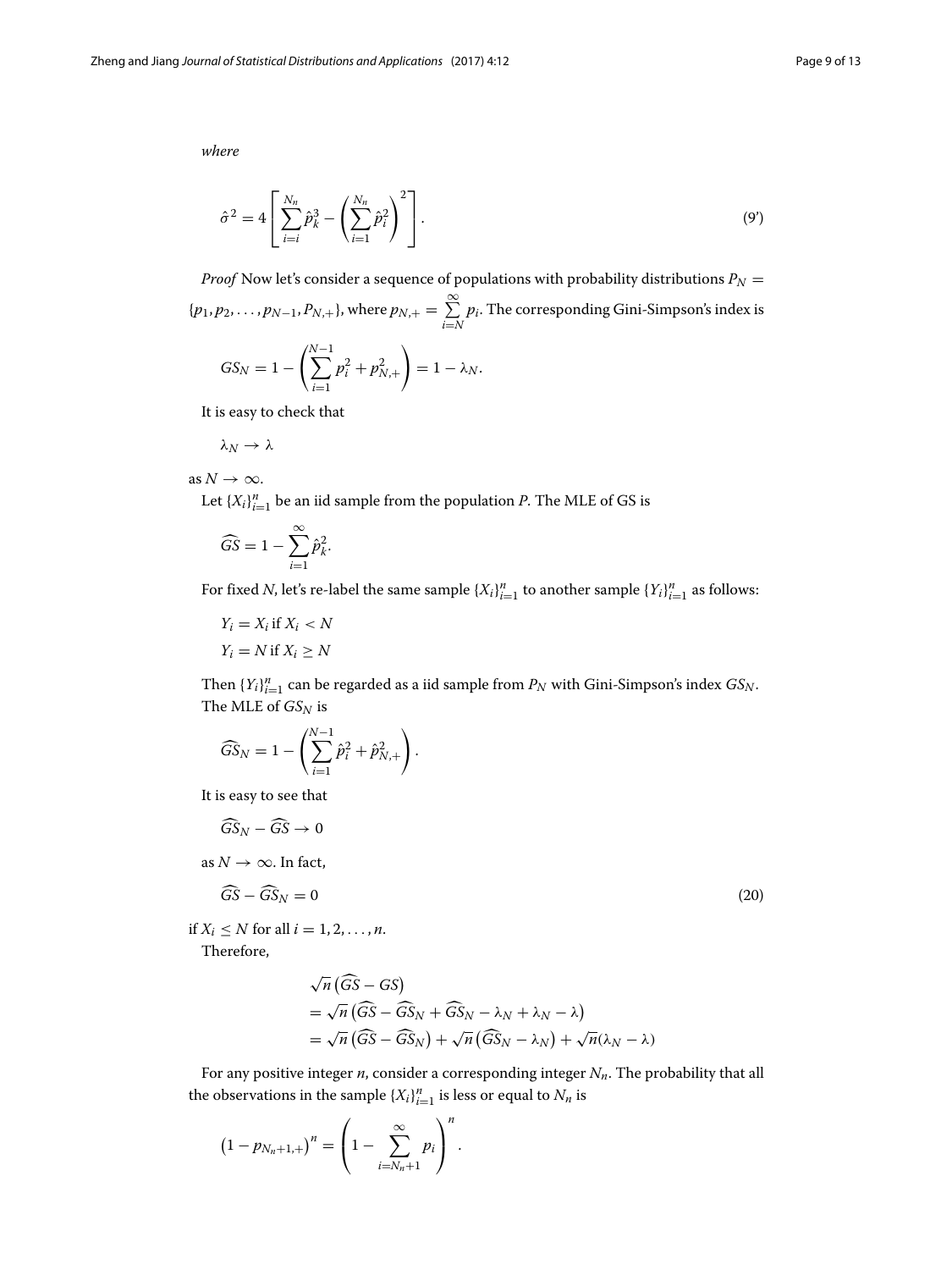*where*

$$\hat{\sigma}^2 = 4\left[\sum_{i=i}^{N_n} \hat{p}_k^3 - \left(\sum_{i=1}^{N_n} \hat{p}_i^2\right)^2\right]. \tag{9'}$$

*Proof* Now let's consider a sequence of populations with probability distributions $P_N = \{p_1, p_2, \ldots, p_{N-1}, P_{N,+}\}$, where $p_{N,+} = \sum_{i=N}^{\infty} p_i$. The corresponding Gini-Simpson's index is

$$GS_N = 1 - \left(\sum_{i=1}^{N-1} p_i^2 + p_{N,+}^2\right) = 1 - \lambda_N.$$

It is easy to check that

$$\lambda_N \to \lambda$$

as $N \to \infty$.

Let $\{X_i\}_{i=1}^n$ be an iid sample from the population $P$. The MLE of GS is

$$\widehat{GS} = 1 - \sum_{i=1}^{\infty} \hat{p}_k^2.$$

For fixed $N$, let's re-label the same sample $\{X_i\}_{i=1}^n$ to another sample $\{Y_i\}_{i=1}^n$ as follows:

$$Y_i = X_i \text{ if } X_i < N$$
$$Y_i = N \text{ if } X_i \geq N$$

Then $\{Y_i\}_{i=1}^n$ can be regarded as a iid sample from $P_N$ with Gini-Simpson's index $GS_N$. The MLE of $GS_N$ is

$$\widehat{GS}_N = 1 - \left(\sum_{i=1}^{N-1} \hat{p}_i^2 + \hat{p}_{N,+}^2\right).$$

It is easy to see that

$$\widehat{GS}_N - \widehat{GS} \to 0$$

as $N \to \infty$. In fact,

$$\widehat{GS} - \widehat{GS}_N = 0 \tag{20}$$

if $X_i \leq N$ for all $i = 1, 2, \ldots, n$.

Therefore,

$$\begin{aligned}
&\sqrt{n}\left(\widehat{GS} - GS\right) \\
&= \sqrt{n}\left(\widehat{GS} - \widehat{GS}_N + \widehat{GS}_N - \lambda_N + \lambda_N - \lambda\right) \\
&= \sqrt{n}\left(\widehat{GS} - \widehat{GS}_N\right) + \sqrt{n}\left(\widehat{GS}_N - \lambda_N\right) + \sqrt{n}(\lambda_N - \lambda)
\end{aligned}$$

For any positive integer $n$, consider a corresponding integer $N_n$. The probability that all the observations in the sample $\{X_i\}_{i=1}^n$ is less or equal to $N_n$ is

$$\left(1 - p_{N_n+1,+}\right)^n = \left(1 - \sum_{i=N_n+1}^{\infty} p_i\right)^n.$$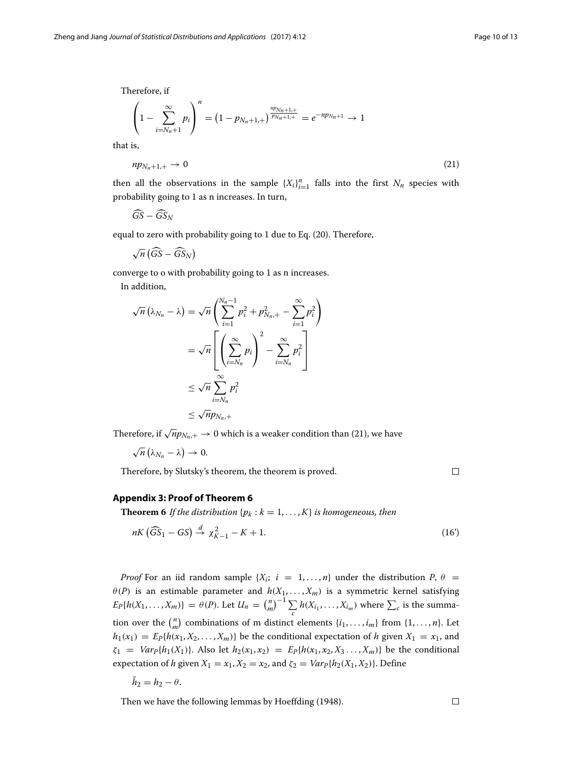Therefore, if

$$\left(1-\sum_{i=N_n+1}^{\infty}p_i\right)^n=\left(1-p_{N_n+1,+}\right)^{\frac{np_{N_n+1,+}}{p_{N_n+1,+}}}=e^{-np_{N_n+1}}\to 1$$

that is,

$$np_{N_n+1,+}\to 0 \tag{21}$$

then all the observations in the sample $\{X_i\}_{i=1}^n$ falls into the first $N_n$ species with probability going to 1 as n increases. In turn,

$$\widehat{GS}-\widehat{GS}_N$$

equal to zero with probability going to 1 due to Eq. (20). Therefore,

$$\sqrt{n}\left(\widehat{GS}-\widehat{GS}_N\right)$$

converge to o with probability going to 1 as n increases.

In addition,

$$\begin{aligned}
\sqrt{n}\left(\lambda_{N_n}-\lambda\right)&=\sqrt{n}\left(\sum_{i=1}^{N_n-1}p_i^2+p_{N_n,+}^2-\sum_{i=1}^{\infty}p_i^2\right)\\
&=\sqrt{n}\left[\left(\sum_{i=N_n}^{\infty}p_i\right)^2-\sum_{i=N_n}^{\infty}p_i^2\right]\\
&\le\sqrt{n}\sum_{i=N_n}^{\infty}p_i^2\\
&\le\sqrt{n}p_{N_n,+}
\end{aligned}$$

Therefore, if $\sqrt{n}p_{N_n,+}\to 0$ which is a weaker condition than (21), we have

$$\sqrt{n}\left(\lambda_{N_n}-\lambda\right)\to 0.$$

Therefore, by Slutsky's theorem, the theorem is proved. □

## Appendix 3: Proof of Theorem 6

**Theorem 6** *If the distribution $\{p_k : k=1,\ldots,K\}$ is homogeneous, then*

$$nK\left(\widehat{GS}_1-GS\right)\xrightarrow{d}\chi^2_{K-1}-K+1. \tag{16'}$$

*Proof* For an iid random sample $\{X_i;\ i=1,\ldots,n\}$ under the distribution $P$, $\theta=\theta(P)$ is an estimable parameter and $h(X_1,\ldots,X_m)$ is a symmetric kernel satisfying $E_P\{h(X_1,\ldots,X_m)\}=\theta(P)$. Let $U_n=\binom{n}{m}^{-1}\sum_c h(X_{i_1},\ldots,X_{i_m})$ where $\sum_c$ is the summation over the $\binom{n}{m}$ combinations of m distinct elements $\{i_1,\ldots,i_m\}$ from $\{1,\ldots,n\}$. Let $h_1(x_1)=E_P\{h(x_1,X_2,\ldots,X_m)\}$ be the conditional expectation of $h$ given $X_1=x_1$, and $\zeta_1=Var_P\{h_1(X_1)\}$. Also let $h_2(x_1,x_2)=E_P\{h(x_1,x_2,X_3\ldots,X_m)\}$ be the conditional expectation of $h$ given $X_1=x_1, X_2=x_2$, and $\zeta_2=Var_P\{h_2(X_1,X_2)\}$. Define

$$\tilde{h}_2=h_2-\theta.$$

Then we have the following lemmas by Hoeffding (1948). □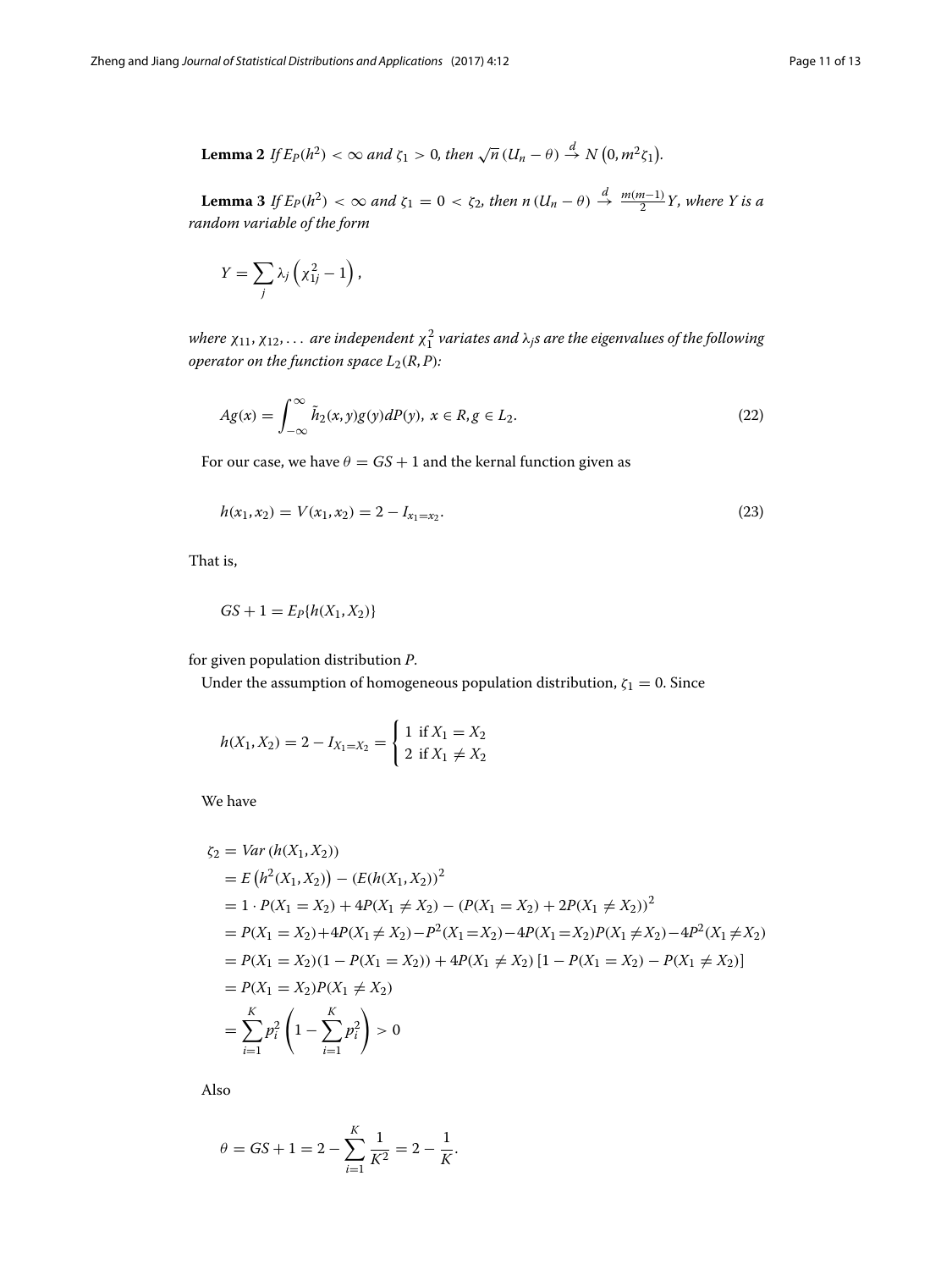**Lemma 2** *If* $E_P(h^2) < \infty$ *and* $\zeta_1 > 0$*, then* $\sqrt{n}\,(U_n - \theta) \xrightarrow{d} N\left(0, m^2\zeta_1\right)$.

**Lemma 3** *If* $E_P(h^2) < \infty$ *and* $\zeta_1 = 0 < \zeta_2$*, then* $n\,(U_n - \theta) \xrightarrow{d} \frac{m(m-1)}{2}Y$*, where* $Y$ *is a random variable of the form*

$$Y = \sum_j \lambda_j \left(\chi_{1j}^2 - 1\right),$$

*where* $\chi_{11}, \chi_{12}, \ldots$ *are independent* $\chi_1^2$ *variates and* $\lambda_j$*s are the eigenvalues of the following operator on the function space* $L_2(R, P)$*:*

$$Ag(x) = \int_{-\infty}^{\infty} \tilde{h}_2(x,y)g(y)dP(y),\ x \in R, g \in L_2. \tag{22}$$

For our case, we have $\theta = GS + 1$ and the kernal function given as

$$h(x_1, x_2) = V(x_1, x_2) = 2 - I_{x_1 = x_2}. \tag{23}$$

That is,

$$GS + 1 = E_P\{h(X_1, X_2)\}$$

for given population distribution $P$.

Under the assumption of homogeneous population distribution, $\zeta_1 = 0$. Since

$$h(X_1, X_2) = 2 - I_{X_1 = X_2} = \begin{cases} 1 & \text{if } X_1 = X_2 \\ 2 & \text{if } X_1 \neq X_2 \end{cases}$$

We have

$$\begin{aligned}
\zeta_2 &= Var\left(h(X_1, X_2)\right) \\
&= E\left(h^2(X_1, X_2)\right) - \left(E(h(X_1, X_2)\right)^2 \\
&= 1 \cdot P(X_1 = X_2) + 4P(X_1 \neq X_2) - \left(P(X_1 = X_2) + 2P(X_1 \neq X_2)\right)^2 \\
&= P(X_1 = X_2) + 4P(X_1 \neq X_2) - P^2(X_1 = X_2) - 4P(X_1 = X_2)P(X_1 \neq X_2) - 4P^2(X_1 \neq X_2) \\
&= P(X_1 = X_2)(1 - P(X_1 = X_2)) + 4P(X_1 \neq X_2)\left[1 - P(X_1 = X_2) - P(X_1 \neq X_2)\right] \\
&= P(X_1 = X_2)P(X_1 \neq X_2) \\
&= \sum_{i=1}^{K} p_i^2 \left(1 - \sum_{i=1}^{K} p_i^2\right) > 0
\end{aligned}$$

Also

$$\theta = GS + 1 = 2 - \sum_{i=1}^{K} \frac{1}{K^2} = 2 - \frac{1}{K}.$$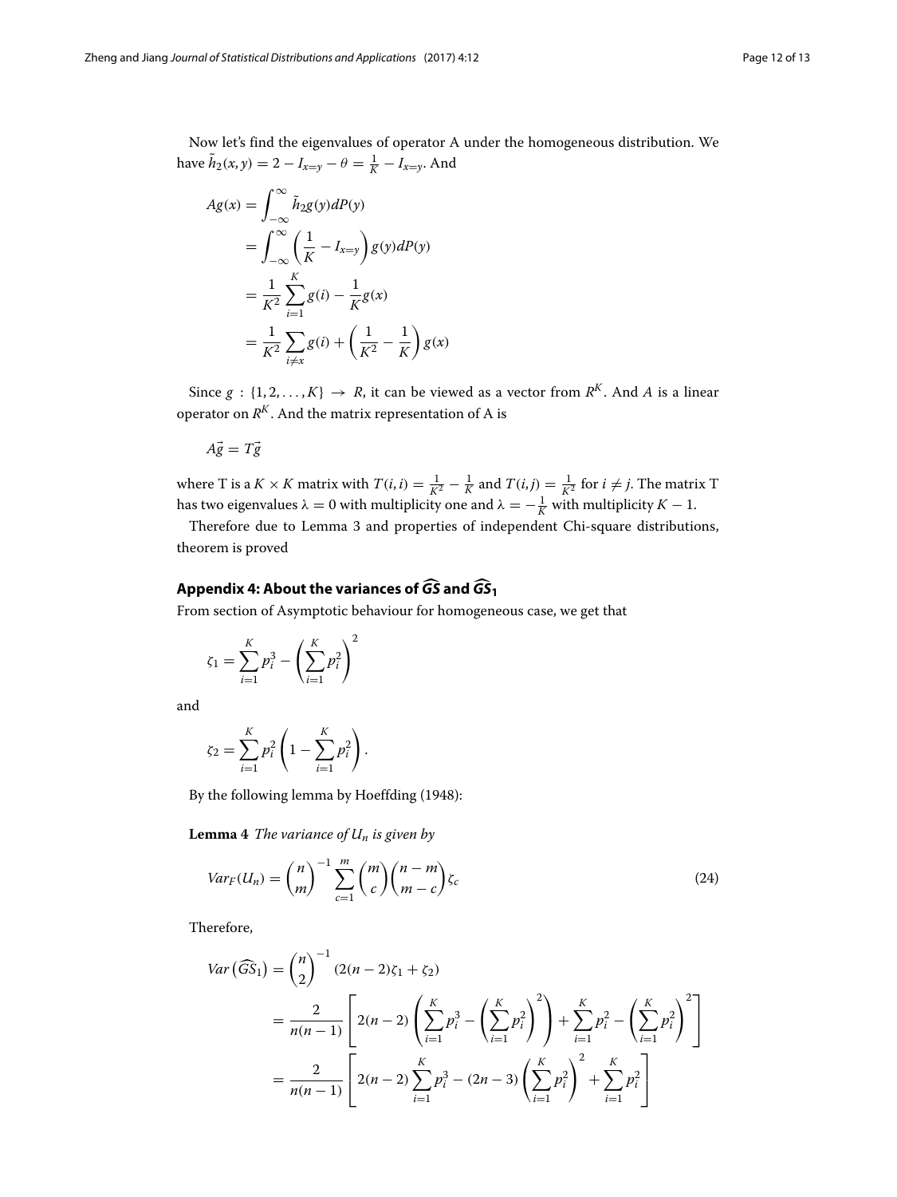Now let's find the eigenvalues of operator A under the homogeneous distribution. We have $\tilde{h}_2(x, y) = 2 - I_{x=y} - \theta = \frac{1}{K} - I_{x=y}$. And

$$
\begin{aligned}
Ag(x) &= \int_{-\infty}^{\infty} \tilde{h}_2 g(y) dP(y) \\
&= \int_{-\infty}^{\infty} \left( \frac{1}{K} - I_{x=y} \right) g(y) dP(y) \\
&= \frac{1}{K^2} \sum_{i=1}^{K} g(i) - \frac{1}{K} g(x) \\
&= \frac{1}{K^2} \sum_{i \neq x} g(i) + \left( \frac{1}{K^2} - \frac{1}{K} \right) g(x)
\end{aligned}
$$

Since $g : \{1, 2, \ldots, K\} \to R$, it can be viewed as a vector from $R^K$. And $A$ is a linear operator on $R^K$. And the matrix representation of A is

$$
A\vec{g} = T\vec{g}
$$

where T is a $K \times K$ matrix with $T(i, i) = \frac{1}{K^2} - \frac{1}{K}$ and $T(i, j) = \frac{1}{K^2}$ for $i \neq j$. The matrix T has two eigenvalues $\lambda = 0$ with multiplicity one and $\lambda = -\frac{1}{K}$ with multiplicity $K - 1$.

Therefore due to Lemma 3 and properties of independent Chi-square distributions, theorem is proved

## Appendix 4: About the variances of $\widehat{GS}$ and $\widehat{GS}_1$

From section of Asymptotic behaviour for homogeneous case, we get that

$$
\zeta_1 = \sum_{i=1}^{K} p_i^3 - \left( \sum_{i=1}^{K} p_i^2 \right)^2
$$

and

$$
\zeta_2 = \sum_{i=1}^{K} p_i^2 \left( 1 - \sum_{i=1}^{K} p_i^2 \right).
$$

By the following lemma by Hoeffding (1948):

**Lemma 4** *The variance of $U_n$ is given by*

$$
Var_F(U_n) = \binom{n}{m}^{-1} \sum_{c=1}^{m} \binom{m}{c} \binom{n-m}{m-c} \zeta_c \tag{24}
$$

Therefore,

$$
\begin{aligned}
Var\left(\widehat{GS}_1\right) &= \binom{n}{2}^{-1} (2(n-2)\zeta_1 + \zeta_2) \\
&= \frac{2}{n(n-1)} \left[ 2(n-2) \left( \sum_{i=1}^{K} p_i^3 - \left( \sum_{i=1}^{K} p_i^2 \right)^2 \right) + \sum_{i=1}^{K} p_i^2 - \left( \sum_{i=1}^{K} p_i^2 \right)^2 \right] \\
&= \frac{2}{n(n-1)} \left[ 2(n-2) \sum_{i=1}^{K} p_i^3 - (2n-3) \left( \sum_{i=1}^{K} p_i^2 \right)^2 + \sum_{i=1}^{K} p_i^2 \right]
\end{aligned}
$$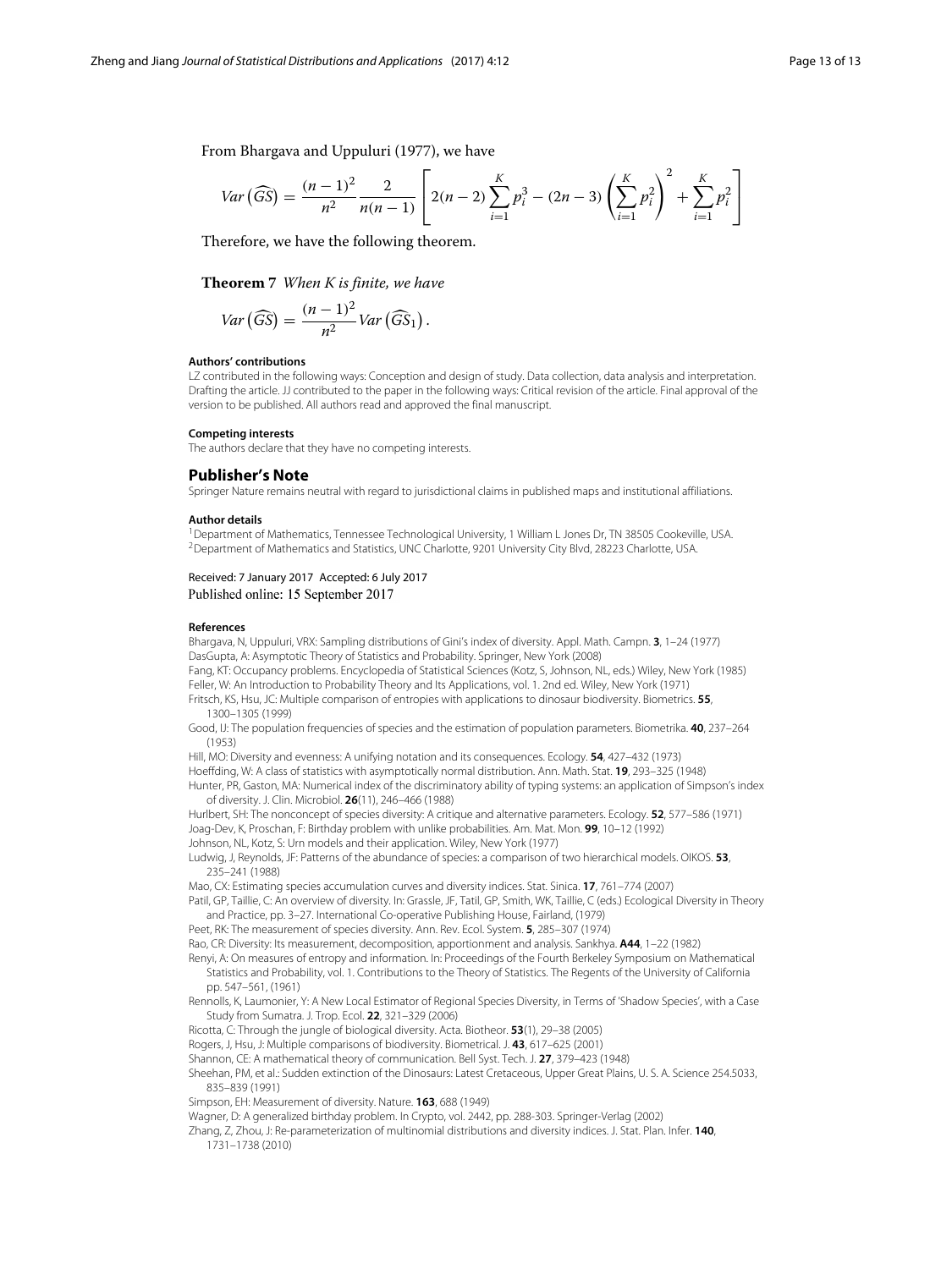From Bhargava and Uppuluri (1977), we have

$$Var\left(\widehat{GS}\right) = \frac{(n-1)^2}{n^2}\frac{2}{n(n-1)}\left[2(n-2)\sum_{i=1}^{K}p_i^3 - (2n-3)\left(\sum_{i=1}^{K}p_i^2\right)^2 + \sum_{i=1}^{K}p_i^2\right]$$

Therefore, we have the following theorem.

**Theorem 7** *When K is finite, we have*

$$Var\left(\widehat{GS}\right) = \frac{(n-1)^2}{n^2}Var\left(\widehat{GS}_1\right).$$

#### Authors' contributions

LZ contributed in the following ways: Conception and design of study. Data collection, data analysis and interpretation. Drafting the article. JJ contributed to the paper in the following ways: Critical revision of the article. Final approval of the version to be published. All authors read and approved the final manuscript.

#### Competing interests

The authors declare that they have no competing interests.

## Publisher's Note

Springer Nature remains neutral with regard to jurisdictional claims in published maps and institutional affiliations.

#### Author details

[1]Department of Mathematics, Tennessee Technological University, 1 William L Jones Dr, TN 38505 Cookeville, USA.
[2]Department of Mathematics and Statistics, UNC Charlotte, 9201 University City Blvd, 28223 Charlotte, USA.

Received: 7 January 2017 Accepted: 6 July 2017
Published online: 15 September 2017

#### References

Bhargava, N, Uppuluri, VRX: Sampling distributions of Gini's index of diversity. Appl. Math. Campn. **3**, 1–24 (1977)
DasGupta, A: Asymptotic Theory of Statistics and Probability. Springer, New York (2008)
Fang, KT: Occupancy problems. Encyclopedia of Statistical Sciences (Kotz, S, Johnson, NL, eds.) Wiley, New York (1985)
Feller, W: An Introduction to Probability Theory and Its Applications, vol. 1. 2nd ed. Wiley, New York (1971)
Fritsch, KS, Hsu, JC: Multiple comparison of entropies with applications to dinosaur biodiversity. Biometrics. **55**, 1300–1305 (1999)
Good, IJ: The population frequencies of species and the estimation of population parameters. Biometrika. **40**, 237–264 (1953)
Hill, MO: Diversity and evenness: A unifying notation and its consequences. Ecology. **54**, 427–432 (1973)
Hoeffding, W: A class of statistics with asymptotically normal distribution. Ann. Math. Stat. **19**, 293–325 (1948)
Hunter, PR, Gaston, MA: Numerical index of the discriminatory ability of typing systems: an application of Simpson's index of diversity. J. Clin. Microbiol. **26**(11), 246–466 (1988)
Hurlbert, SH: The nonconcept of species diversity: A critique and alternative parameters. Ecology. **52**, 577–586 (1971)
Joag-Dev, K, Proschan, F: Birthday problem with unlike probabilities. Am. Mat. Mon. **99**, 10–12 (1992)
Johnson, NL, Kotz, S: Urn models and their application. Wiley, New York (1977)
Ludwig, J, Reynolds, JF: Patterns of the abundance of species: a comparison of two hierarchical models. OIKOS. **53**, 235–241 (1988)
Mao, CX: Estimating species accumulation curves and diversity indices. Stat. Sinica. **17**, 761–774 (2007)
Patil, GP, Taillie, C: An overview of diversity. In: Grassle, JF, Tatil, GP, Smith, WK, Taillie, C (eds.) Ecological Diversity in Theory and Practice, pp. 3–27. International Co-operative Publishing House, Fairland, (1979)
Peet, RK: The measurement of species diversity. Ann. Rev. Ecol. System. **5**, 285–307 (1974)
Rao, CR: Diversity: Its measurement, decomposition, apportionment and analysis. Sankhya. **A44**, 1–22 (1982)
Renyi, A: On measures of entropy and information. In: Proceedings of the Fourth Berkeley Symposium on Mathematical Statistics and Probability, vol. 1. Contributions to the Theory of Statistics. The Regents of the University of California pp. 547–561, (1961)
Rennolls, K, Laumonier, Y: A New Local Estimator of Regional Species Diversity, in Terms of 'Shadow Species', with a Case Study from Sumatra. J. Trop. Ecol. **22**, 321–329 (2006)
Ricotta, C: Through the jungle of biological diversity. Acta. Biotheor. **53**(1), 29–38 (2005)
Rogers, J, Hsu, J: Multiple comparisons of biodiversity. Biometrical. J. **43**, 617–625 (2001)
Shannon, CE: A mathematical theory of communication. Bell Syst. Tech. J. **27**, 379–423 (1948)
Sheehan, PM, et al.: Sudden extinction of the Dinosaurs: Latest Cretaceous, Upper Great Plains, U. S. A. Science 254.5033, 835–839 (1991)
Simpson, EH: Measurement of diversity. Nature. **163**, 688 (1949)
Wagner, D: A generalized birthday problem. In Crypto, vol. 2442, pp. 288-303. Springer-Verlag (2002)
Zhang, Z, Zhou, J: Re-parameterization of multinomial distributions and diversity indices. J. Stat. Plan. Infer. **140**, 1731–1738 (2010)